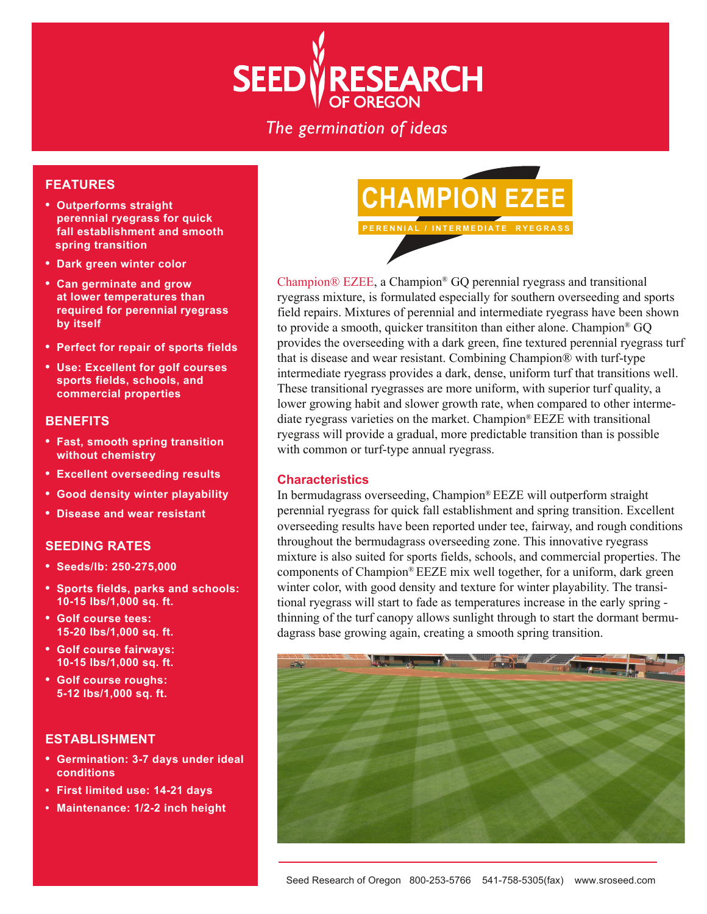# SEED RESEARCH OF OREGON

*The germination of ideas*

## FEATURES

- Outperforms straight perennial ryegrass for quick fall establishment and smooth spring transition
- Dark green winter color
- Can germinate and grow at lower temperatures than required for perennial ryegrass by itself
- Perfect for repair of sports fields
- Use: Excellent for golf courses sports fields, schools, and commercial properties

## BENEFITS

- Fast, smooth spring transition without chemistry
- Excellent overseeding results
- Good density winter playability
- Disease and wear resistant

## SEEDING RATES

- Seeds/lb: 250-275,000
- Sports fields, parks and schools: 10-15 lbs/1,000 sq. ft.
- Golf course tees: 15-20 lbs/1,000 sq. ft.
- Golf course fairways: 10-15 lbs/1,000 sq. ft.
- Golf course roughs: 5-12 lbs/1,000 sq. ft.

## ESTABLISHMENT

- Germination: 3-7 days under ideal conditions
- First limited use: 14-21 days
- Maintenance: 1/2-2 inch height

# CHAMPION EZEE

PERENNIAL / INTERMEDIATE RYEGRASS

Champion® EZEE, a Champion® GQ perennial ryegrass and transitional ryegrass mixture, is formulated especially for southern overseeding and sports field repairs. Mixtures of perennial and intermediate ryegrass have been shown to provide a smooth, quicker transititon than either alone. Champion® GQ provides the overseeding with a dark green, fine textured perennial ryegrass turf that is disease and wear resistant. Combining Champion® with turf-type intermediate ryegrass provides a dark, dense, uniform turf that transitions well. These transitional ryegrasses are more uniform, with superior turf quality, a lower growing habit and slower growth rate, when compared to other intermediate ryegrass varieties on the market. Champion® EEZE with transitional ryegrass will provide a gradual, more predictable transition than is possible with common or turf-type annual ryegrass.

## Characteristics

In bermudagrass overseeding, Champion® EEZE will outperform straight perennial ryegrass for quick fall establishment and spring transition. Excellent overseeding results have been reported under tee, fairway, and rough conditions throughout the bermudagrass overseeding zone. This innovative ryegrass mixture is also suited for sports fields, schools, and commercial properties. The components of Champion® EEZE mix well together, for a uniform, dark green winter color, with good density and texture for winter playability. The transitional ryegrass will start to fade as temperatures increase in the early spring - thinning of the turf canopy allows sunlight through to start the dormant bermudagrass base growing again, creating a smooth spring transition.

Seed Research of Oregon 800-253-5766 541-758-5305(fax) www.sroseed.com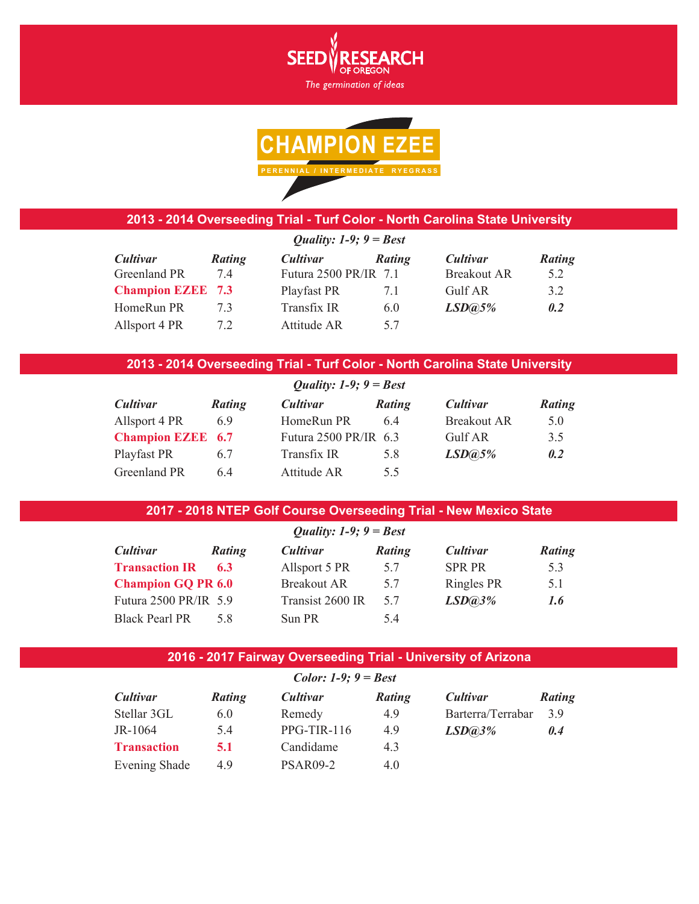**SEED RESEARCH OF OREGON**

*The germination of ideas*

# CHAMPION EZEE

PERENNIAL / INTERMEDIATE RYEGRASS

## 2013 - 2014 Overseeding Trial - Turf Color - North Carolina State University

***Quality: 1-9; 9 = Best***

| *Cultivar* | *Rating* | *Cultivar* | *Rating* | *Cultivar* | *Rating* |
|---|---|---|---|---|---|
| Greenland PR | 7.4 | Futura 2500 PR/IR | 7.1 | Breakout AR | 5.2 |
| **Champion EZEE** | **7.3** | Playfast PR | 7.1 | Gulf AR | 3.2 |
| HomeRun PR | 7.3 | Transfix IR | 6.0 | ***LSD@5%*** | ***0.2*** |
| Allsport 4 PR | 7.2 | Attitude AR | 5.7 | | |

## 2013 - 2014 Overseeding Trial - Turf Color - North Carolina State University

***Quality: 1-9; 9 = Best***

| *Cultivar* | *Rating* | *Cultivar* | *Rating* | *Cultivar* | *Rating* |
|---|---|---|---|---|---|
| Allsport 4 PR | 6.9 | HomeRun PR | 6.4 | Breakout AR | 5.0 |
| **Champion EZEE** | **6.7** | Futura 2500 PR/IR | 6.3 | Gulf AR | 3.5 |
| Playfast PR | 6.7 | Transfix IR | 5.8 | ***LSD@5%*** | ***0.2*** |
| Greenland PR | 6.4 | Attitude AR | 5.5 | | |

## 2017 - 2018 NTEP Golf Course Overseeding Trial - New Mexico State

***Quality: 1-9; 9 = Best***

| *Cultivar* | *Rating* | *Cultivar* | *Rating* | *Cultivar* | *Rating* |
|---|---|---|---|---|---|
| **Transaction IR** | **6.3** | Allsport 5 PR | 5.7 | SPR PR | 5.3 |
| **Champion GQ PR** | **6.0** | Breakout AR | 5.7 | Ringles PR | 5.1 |
| Futura 2500 PR/IR | 5.9 | Transist 2600 IR | 5.7 | ***LSD@3%*** | ***1.6*** |
| Black Pearl PR | 5.8 | Sun PR | 5.4 | | |

## 2016 - 2017 Fairway Overseeding Trial - University of Arizona

***Color: 1-9; 9 = Best***

| *Cultivar* | *Rating* | *Cultivar* | *Rating* | *Cultivar* | *Rating* |
|---|---|---|---|---|---|
| Stellar 3GL | 6.0 | Remedy | 4.9 | Barterra/Terrabar | 3.9 |
| JR-1064 | 5.4 | PPG-TIR-116 | 4.9 | ***LSD@3%*** | ***0.4*** |
| **Transaction** | **5.1** | Candidame | 4.3 | | |
| Evening Shade | 4.9 | PSAR09-2 | 4.0 | | |